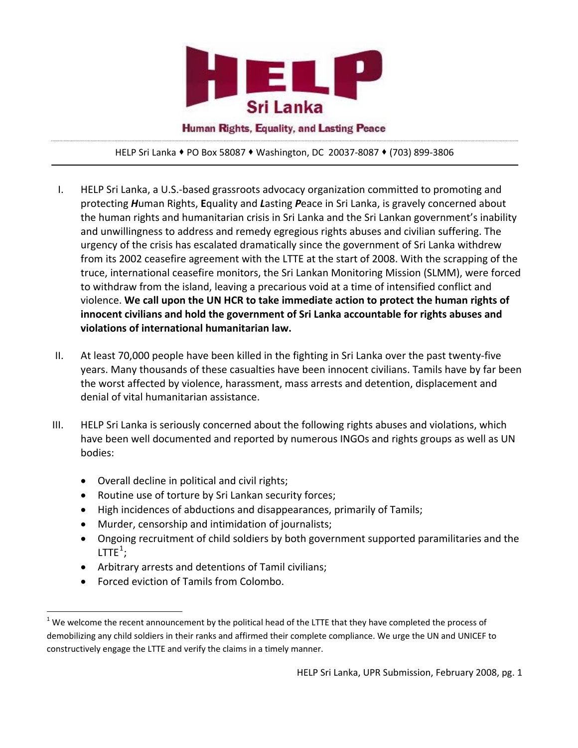# HELP

## Sri Lanka

**Human Rights, Equality, and Lasting Peace**

HELP Sri Lanka ♦ PO Box 58087 ♦ Washington, DC 20037-8087 ♦ (703) 899-3806

I. HELP Sri Lanka, a U.S.-based grassroots advocacy organization committed to promoting and protecting ***H***uman Rights, **E**quality and ***L***asting ***P***eace in Sri Lanka, is gravely concerned about the human rights and humanitarian crisis in Sri Lanka and the Sri Lankan government's inability and unwillingness to address and remedy egregious rights abuses and civilian suffering. The urgency of the crisis has escalated dramatically since the government of Sri Lanka withdrew from its 2002 ceasefire agreement with the LTTE at the start of 2008. With the scrapping of the truce, international ceasefire monitors, the Sri Lankan Monitoring Mission (SLMM), were forced to withdraw from the island, leaving a precarious void at a time of intensified conflict and violence. **We call upon the UN HCR to take immediate action to protect the human rights of innocent civilians and hold the government of Sri Lanka accountable for rights abuses and violations of international humanitarian law.**

II. At least 70,000 people have been killed in the fighting in Sri Lanka over the past twenty-five years. Many thousands of these casualties have been innocent civilians. Tamils have by far been the worst affected by violence, harassment, mass arrests and detention, displacement and denial of vital humanitarian assistance.

III. HELP Sri Lanka is seriously concerned about the following rights abuses and violations, which have been well documented and reported by numerous INGOs and rights groups as well as UN bodies:

- Overall decline in political and civil rights;
- Routine use of torture by Sri Lankan security forces;
- High incidences of abductions and disappearances, primarily of Tamils;
- Murder, censorship and intimidation of journalists;
- Ongoing recruitment of child soldiers by both government supported paramilitaries and the LTTE[1];
- Arbitrary arrests and detentions of Tamil civilians;
- Forced eviction of Tamils from Colombo.

---

[1] We welcome the recent announcement by the political head of the LTTE that they have completed the process of demobilizing any child soldiers in their ranks and affirmed their complete compliance. We urge the UN and UNICEF to constructively engage the LTTE and verify the claims in a timely manner.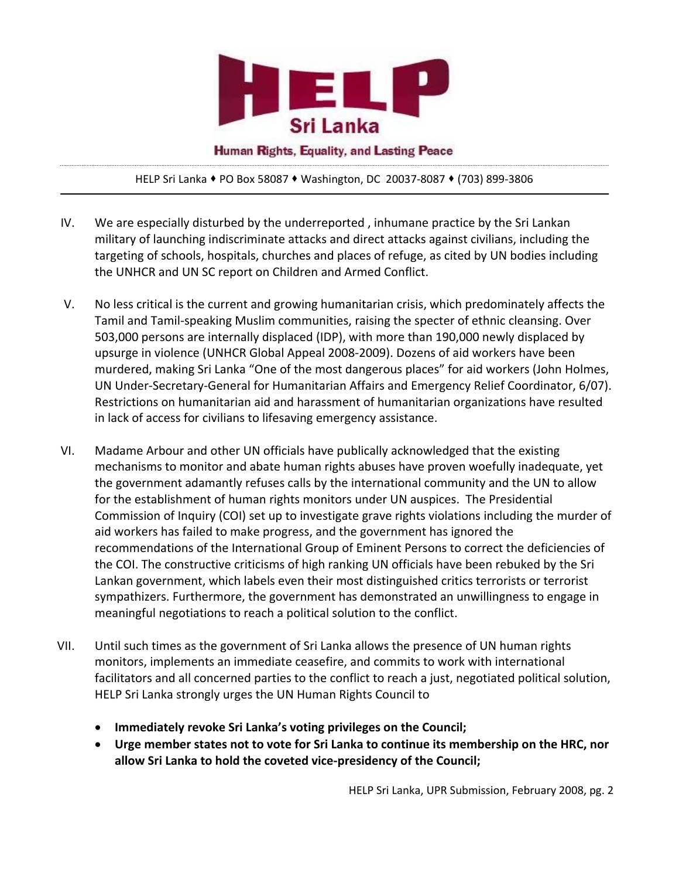IV. We are especially disturbed by the underreported , inhumane practice by the Sri Lankan military of launching indiscriminate attacks and direct attacks against civilians, including the targeting of schools, hospitals, churches and places of refuge, as cited by UN bodies including the UNHCR and UN SC report on Children and Armed Conflict.

V. No less critical is the current and growing humanitarian crisis, which predominately affects the Tamil and Tamil-speaking Muslim communities, raising the specter of ethnic cleansing. Over 503,000 persons are internally displaced (IDP), with more than 190,000 newly displaced by upsurge in violence (UNHCR Global Appeal 2008-2009). Dozens of aid workers have been murdered, making Sri Lanka "One of the most dangerous places" for aid workers (John Holmes, UN Under-Secretary-General for Humanitarian Affairs and Emergency Relief Coordinator, 6/07). Restrictions on humanitarian aid and harassment of humanitarian organizations have resulted in lack of access for civilians to lifesaving emergency assistance.

VI. Madame Arbour and other UN officials have publically acknowledged that the existing mechanisms to monitor and abate human rights abuses have proven woefully inadequate, yet the government adamantly refuses calls by the international community and the UN to allow for the establishment of human rights monitors under UN auspices. The Presidential Commission of Inquiry (COI) set up to investigate grave rights violations including the murder of aid workers has failed to make progress, and the government has ignored the recommendations of the International Group of Eminent Persons to correct the deficiencies of the COI. The constructive criticisms of high ranking UN officials have been rebuked by the Sri Lankan government, which labels even their most distinguished critics terrorists or terrorist sympathizers. Furthermore, the government has demonstrated an unwillingness to engage in meaningful negotiations to reach a political solution to the conflict.

VII. Until such times as the government of Sri Lanka allows the presence of UN human rights monitors, implements an immediate ceasefire, and commits to work with international facilitators and all concerned parties to the conflict to reach a just, negotiated political solution, HELP Sri Lanka strongly urges the UN Human Rights Council to

- **Immediately revoke Sri Lanka's voting privileges on the Council;**
- **Urge member states not to vote for Sri Lanka to continue its membership on the HRC, nor allow Sri Lanka to hold the coveted vice-presidency of the Council;**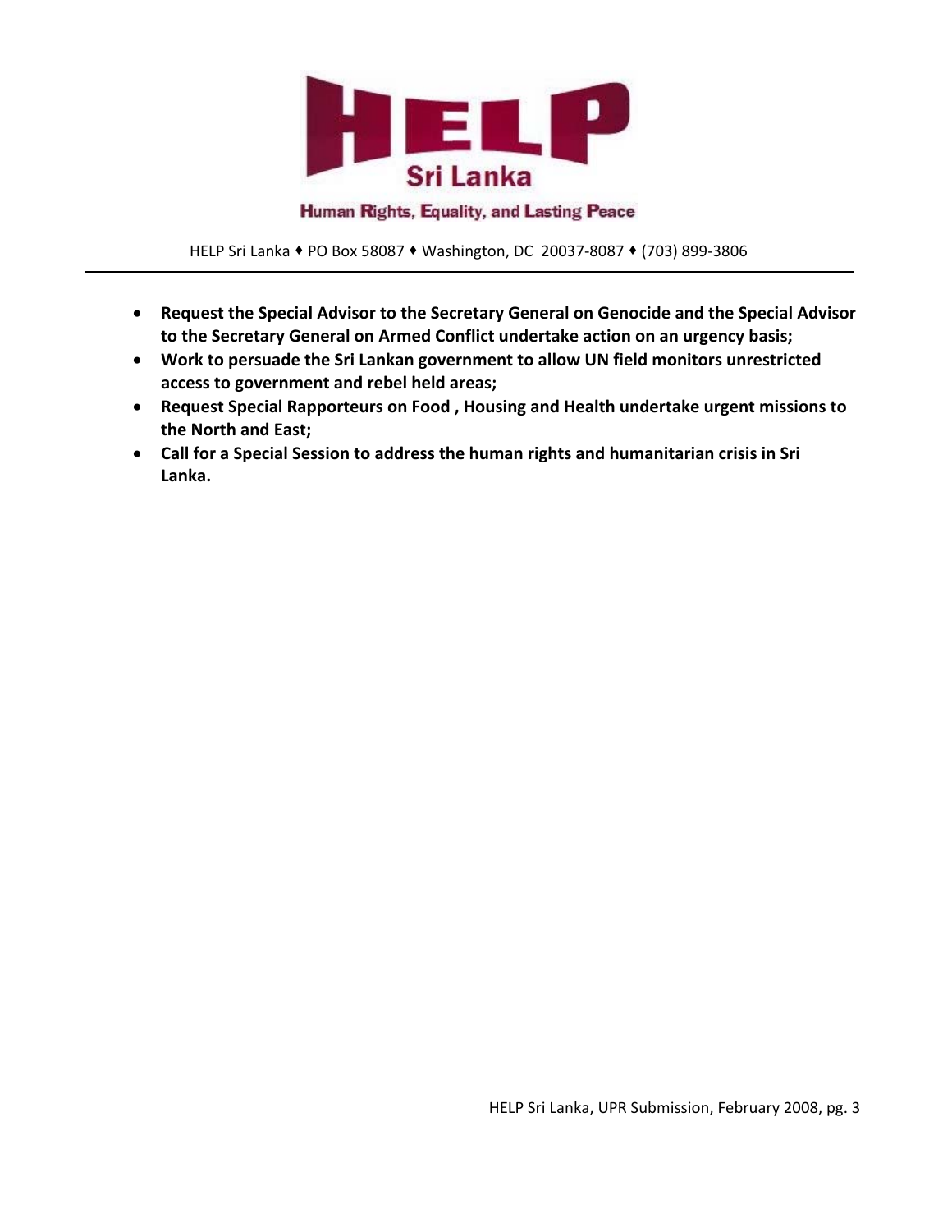- **Request the Special Advisor to the Secretary General on Genocide and the Special Advisor to the Secretary General on Armed Conflict undertake action on an urgency basis;**
- **Work to persuade the Sri Lankan government to allow UN field monitors unrestricted access to government and rebel held areas;**
- **Request Special Rapporteurs on Food , Housing and Health undertake urgent missions to the North and East;**
- **Call for a Special Session to address the human rights and humanitarian crisis in Sri Lanka.**